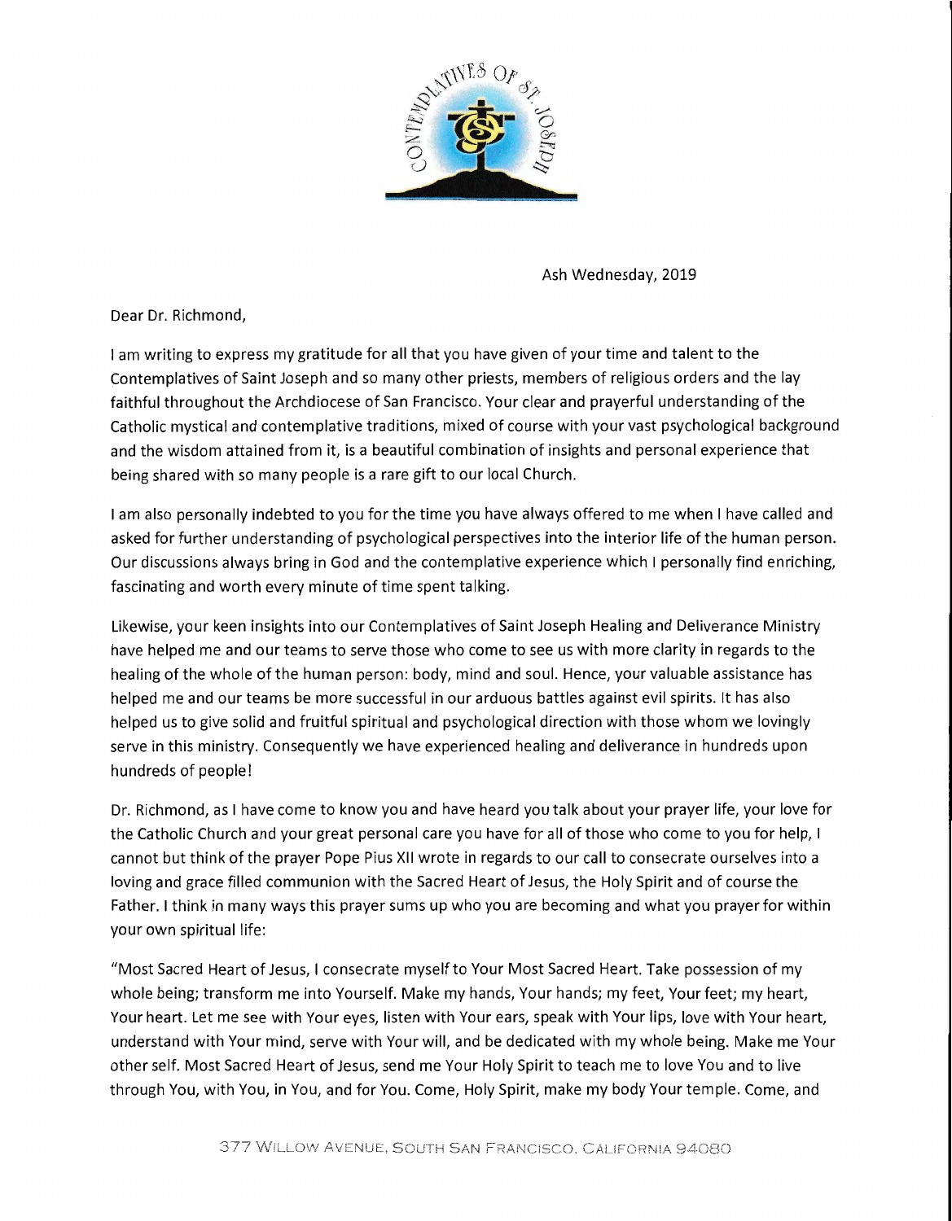Ash Wednesday, 2019

Dear Dr. Richmond,

I am writing to express my gratitude for all that you have given of your time and talent to the Contemplatives of Saint Joseph and so many other priests, members of religious orders and the lay faithful throughout the Archdiocese of San Francisco. Your clear and prayerful understanding of the Catholic mystical and contemplative traditions, mixed of course with your vast psychological background and the wisdom attained from it, is a beautiful combination of insights and personal experience that being shared with so many people is a rare gift to our local Church.

I am also personally indebted to you for the time you have always offered to me when I have called and asked for further understanding of psychological perspectives into the interior life of the human person. Our discussions always bring in God and the contemplative experience which I personally find enriching, fascinating and worth every minute of time spent talking.

Likewise, your keen insights into our Contemplatives of Saint Joseph Healing and Deliverance Ministry have helped me and our teams to serve those who come to see us with more clarity in regards to the healing of the whole of the human person: body, mind and soul. Hence, your valuable assistance has helped me and our teams be more successful in our arduous battles against evil spirits. It has also helped us to give solid and fruitful spiritual and psychological direction with those whom we lovingly serve in this ministry. Consequently we have experienced healing and deliverance in hundreds upon hundreds of people!

Dr. Richmond, as I have come to know you and have heard you talk about your prayer life, your love for the Catholic Church and your great personal care you have for all of those who come to you for help, I cannot but think of the prayer Pope Pius XII wrote in regards to our call to consecrate ourselves into a loving and grace filled communion with the Sacred Heart of Jesus, the Holy Spirit and of course the Father. I think in many ways this prayer sums up who you are becoming and what you prayer for within your own spiritual life:

"Most Sacred Heart of Jesus, I consecrate myself to Your Most Sacred Heart. Take possession of my whole being; transform me into Yourself. Make my hands, Your hands; my feet, Your feet; my heart, Your heart. Let me see with Your eyes, listen with Your ears, speak with Your lips, love with Your heart, understand with Your mind, serve with Your will, and be dedicated with my whole being. Make me Your other self. Most Sacred Heart of Jesus, send me Your Holy Spirit to teach me to love You and to live through You, with You, in You, and for You. Come, Holy Spirit, make my body Your temple. Come, and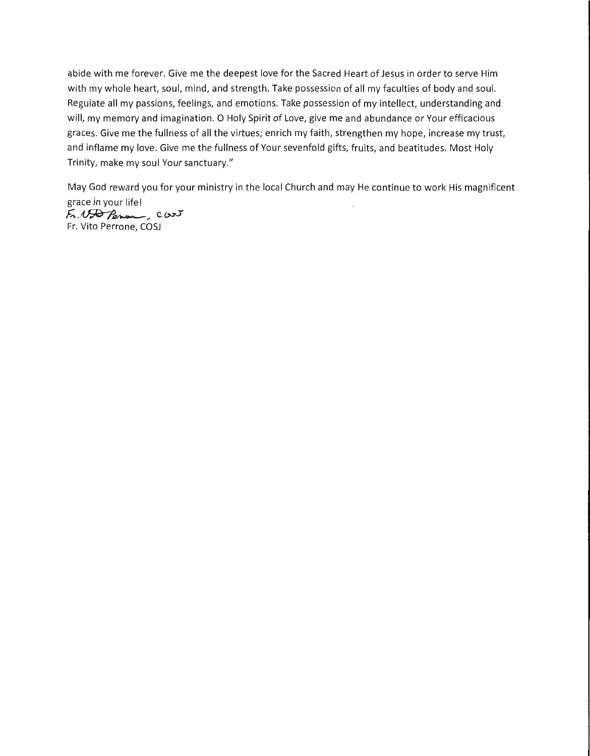abide with me forever. Give me the deepest love for the Sacred Heart of Jesus in order to serve Him with my whole heart, soul, mind, and strength. Take possession of all my faculties of body and soul. Regulate all my passions, feelings, and emotions. Take possession of my intellect, understanding and will, my memory and imagination. O Holy Spirit of Love, give me and abundance or Your efficacious graces. Give me the fullness of all the virtues; enrich my faith, strengthen my hope, increase my trust, and inflame my love. Give me the fullness of Your sevenfold gifts, fruits, and beatitudes. Most Holy Trinity, make my soul Your sanctuary."

May God reward you for your ministry in the local Church and may He continue to work His magnificent grace in your life!

Fr. Vito Perrone, COSJ

Fr. Vito Perrone, COSJ